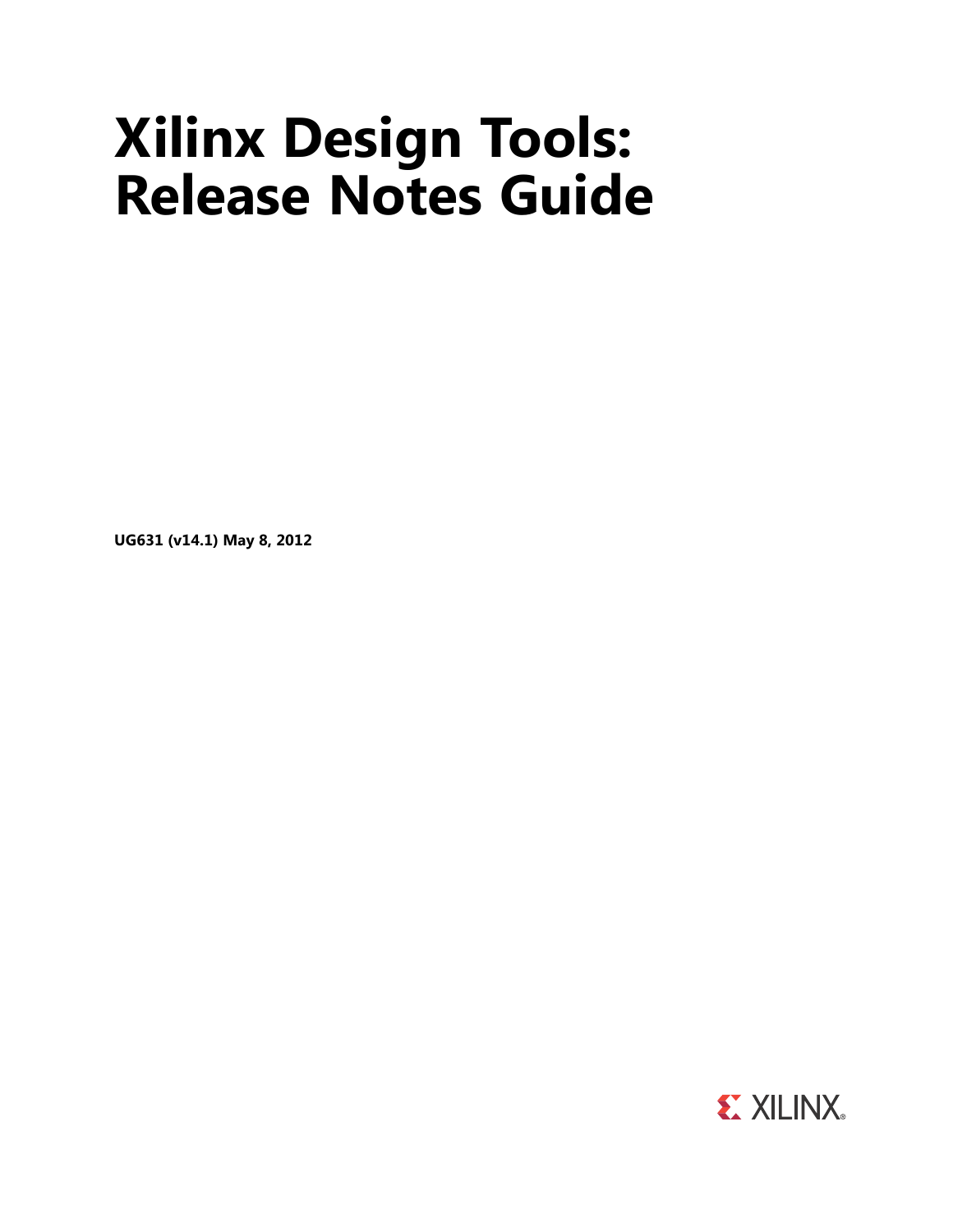# Xilinx Design Tools: Release Notes Guide

**UG631 (v14.1) May 8, 2012**

XILINX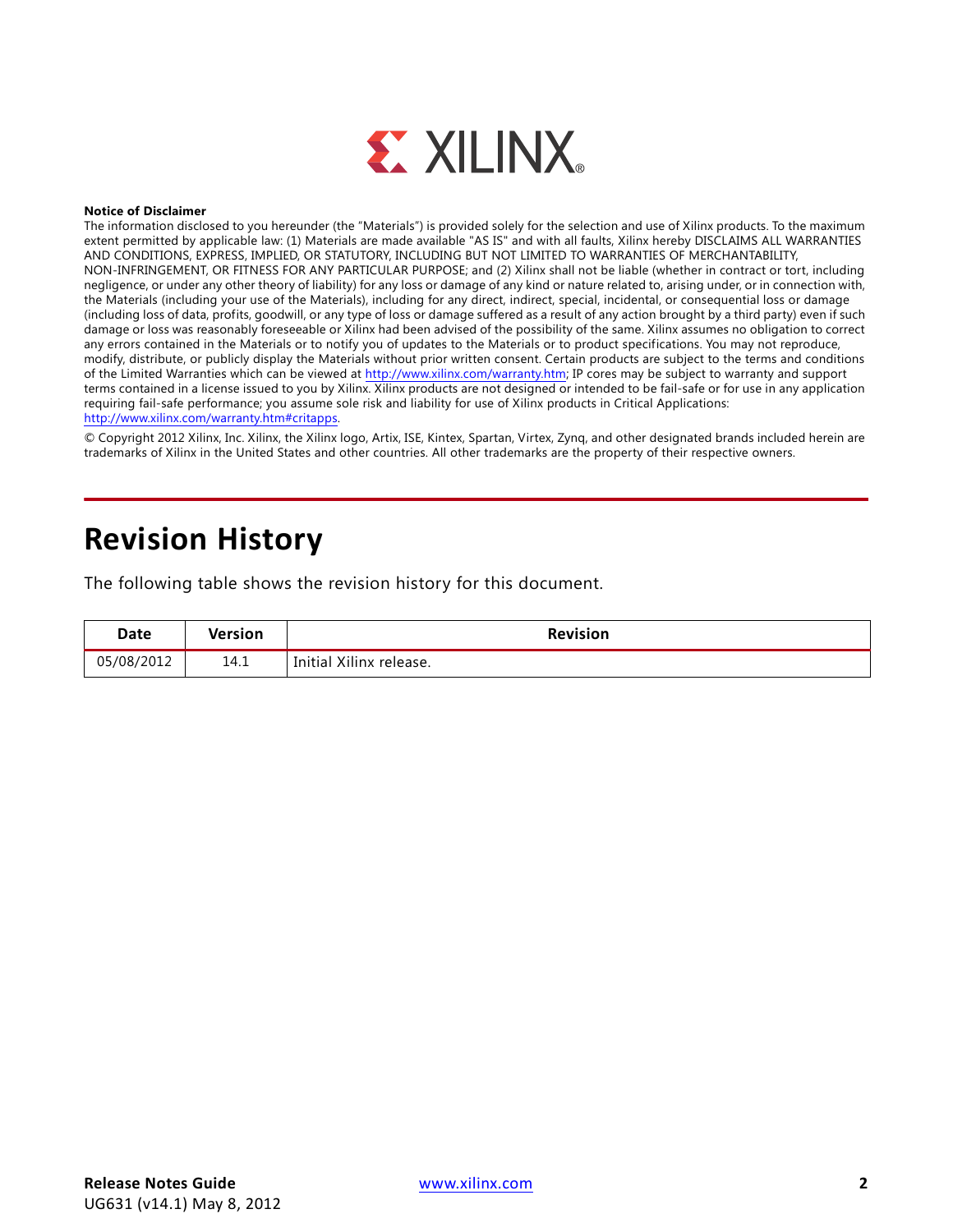**Notice of Disclaimer**

The information disclosed to you hereunder (the "Materials") is provided solely for the selection and use of Xilinx products. To the maximum extent permitted by applicable law: (1) Materials are made available "AS IS" and with all faults, Xilinx hereby DISCLAIMS ALL WARRANTIES AND CONDITIONS, EXPRESS, IMPLIED, OR STATUTORY, INCLUDING BUT NOT LIMITED TO WARRANTIES OF MERCHANTABILITY, NON-INFRINGEMENT, OR FITNESS FOR ANY PARTICULAR PURPOSE; and (2) Xilinx shall not be liable (whether in contract or tort, including negligence, or under any other theory of liability) for any loss or damage of any kind or nature related to, arising under, or in connection with, the Materials (including your use of the Materials), including for any direct, indirect, special, incidental, or consequential loss or damage (including loss of data, profits, goodwill, or any type of loss or damage suffered as a result of any action brought by a third party) even if such damage or loss was reasonably foreseeable or Xilinx had been advised of the possibility of the same. Xilinx assumes no obligation to correct any errors contained in the Materials or to notify you of updates to the Materials or to product specifications. You may not reproduce, modify, distribute, or publicly display the Materials without prior written consent. Certain products are subject to the terms and conditions of the Limited Warranties which can be viewed at http://www.xilinx.com/warranty.htm; IP cores may be subject to warranty and support terms contained in a license issued to you by Xilinx. Xilinx products are not designed or intended to be fail-safe or for use in any application requiring fail-safe performance; you assume sole risk and liability for use of Xilinx products in Critical Applications: http://www.xilinx.com/warranty.htm#critapps.

© Copyright 2012 Xilinx, Inc. Xilinx, the Xilinx logo, Artix, ISE, Kintex, Spartan, Virtex, Zynq, and other designated brands included herein are trademarks of Xilinx in the United States and other countries. All other trademarks are the property of their respective owners.

# Revision History

The following table shows the revision history for this document.

| Date | Version | Revision |
|---|---|---|
| 05/08/2012 | 14.1 | Initial Xilinx release. |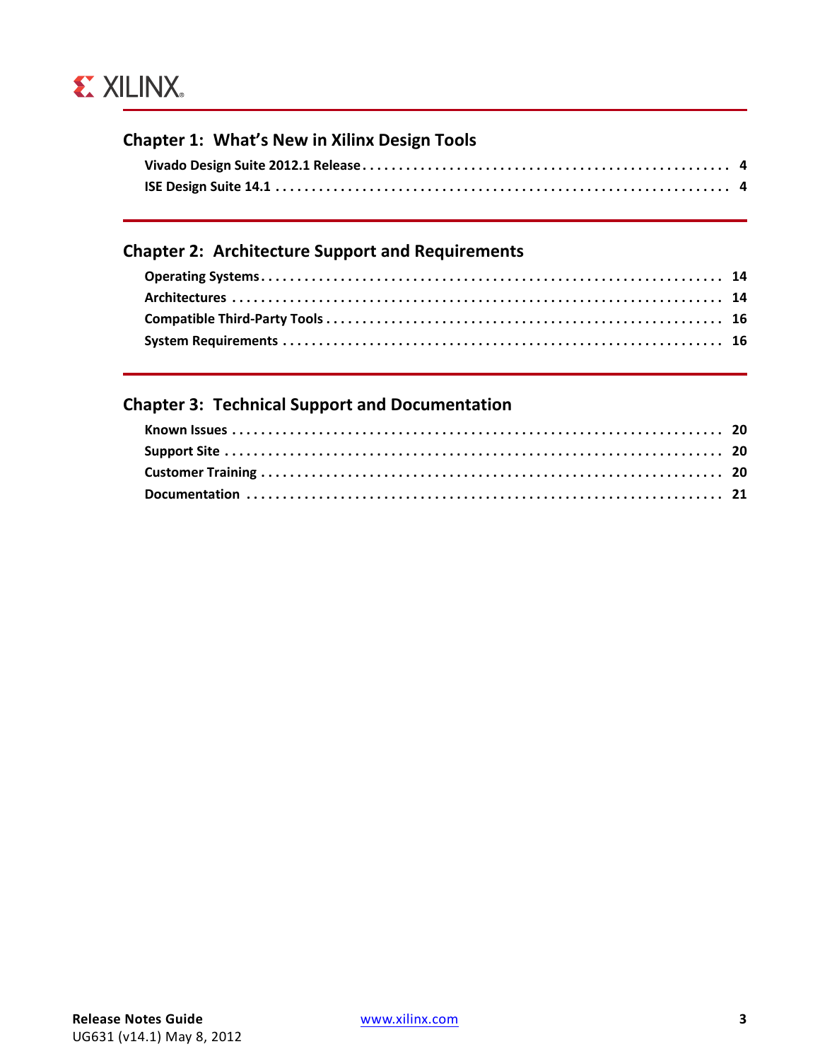## Chapter 1: What's New in Xilinx Design Tools

**Vivado Design Suite 2012.1 Release** . . . . . . . . . . 4

**ISE Design Suite 14.1** . . . . . . . . . . 4

## Chapter 2: Architecture Support and Requirements

**Operating Systems** . . . . . . . . . . 14

**Architectures** . . . . . . . . . . 14

**Compatible Third-Party Tools** . . . . . . . . . . 16

**System Requirements** . . . . . . . . . . 16

## Chapter 3: Technical Support and Documentation

**Known Issues** . . . . . . . . . . 20

**Support Site** . . . . . . . . . . 20

**Customer Training** . . . . . . . . . . 20

**Documentation** . . . . . . . . . . 21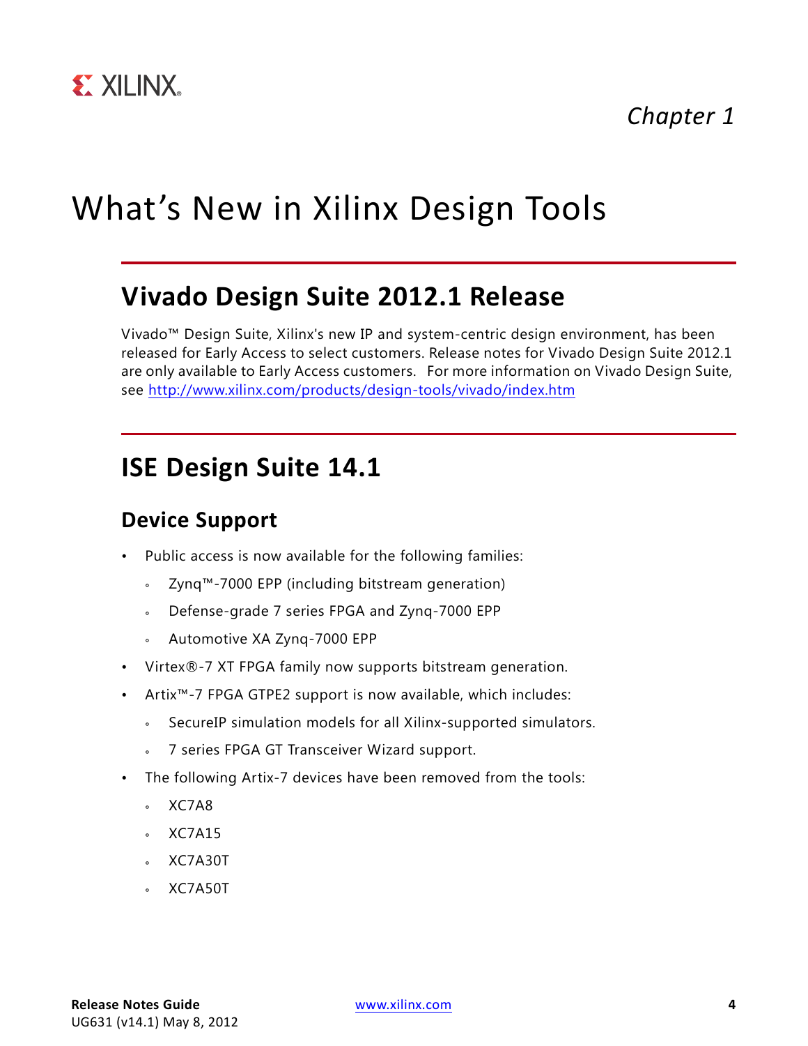*Chapter 1*

# What's New in Xilinx Design Tools

## Vivado Design Suite 2012.1 Release

Vivado™ Design Suite, Xilinx's new IP and system-centric design environment, has been released for Early Access to select customers. Release notes for Vivado Design Suite 2012.1 are only available to Early Access customers. For more information on Vivado Design Suite, see http://www.xilinx.com/products/design-tools/vivado/index.htm

## ISE Design Suite 14.1

### Device Support

- Public access is now available for the following families:
  - Zynq™-7000 EPP (including bitstream generation)
  - Defense-grade 7 series FPGA and Zynq-7000 EPP
  - Automotive XA Zynq-7000 EPP
- Virtex®-7 XT FPGA family now supports bitstream generation.
- Artix™-7 FPGA GTPE2 support is now available, which includes:
  - SecureIP simulation models for all Xilinx-supported simulators.
  - 7 series FPGA GT Transceiver Wizard support.
- The following Artix-7 devices have been removed from the tools:
  - XC7A8
  - XC7A15
  - XC7A30T
  - XC7A50T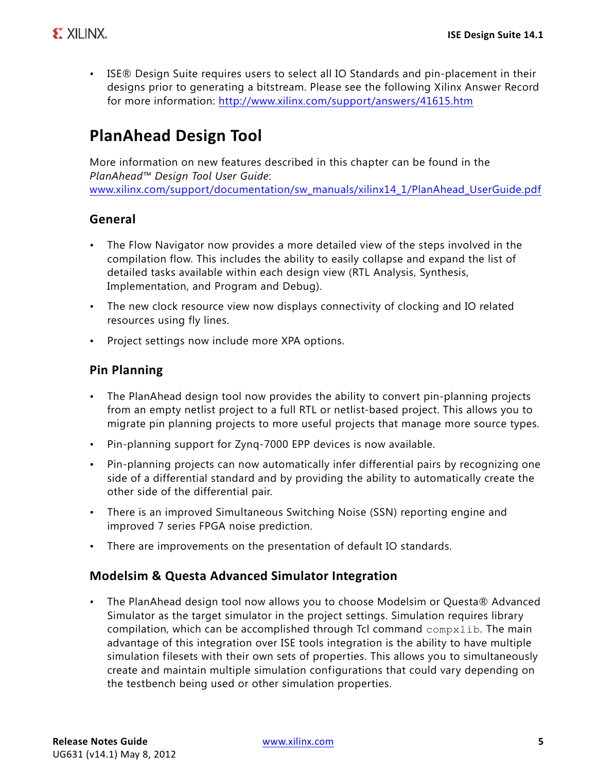- ISE® Design Suite requires users to select all IO Standards and pin-placement in their designs prior to generating a bitstream. Please see the following Xilinx Answer Record for more information: http://www.xilinx.com/support/answers/41615.htm

## PlanAhead Design Tool

More information on new features described in this chapter can be found in the *PlanAhead™ Design Tool User Guide*:
www.xilinx.com/support/documentation/sw_manuals/xilinx14_1/PlanAhead_UserGuide.pdf

### General

- The Flow Navigator now provides a more detailed view of the steps involved in the compilation flow. This includes the ability to easily collapse and expand the list of detailed tasks available within each design view (RTL Analysis, Synthesis, Implementation, and Program and Debug).
- The new clock resource view now displays connectivity of clocking and IO related resources using fly lines.
- Project settings now include more XPA options.

### Pin Planning

- The PlanAhead design tool now provides the ability to convert pin-planning projects from an empty netlist project to a full RTL or netlist-based project. This allows you to migrate pin planning projects to more useful projects that manage more source types.
- Pin-planning support for Zynq-7000 EPP devices is now available.
- Pin-planning projects can now automatically infer differential pairs by recognizing one side of a differential standard and by providing the ability to automatically create the other side of the differential pair.
- There is an improved Simultaneous Switching Noise (SSN) reporting engine and improved 7 series FPGA noise prediction.
- There are improvements on the presentation of default IO standards.

### Modelsim & Questa Advanced Simulator Integration

- The PlanAhead design tool now allows you to choose Modelsim or Questa® Advanced Simulator as the target simulator in the project settings. Simulation requires library compilation, which can be accomplished through Tcl command `compxlib`. The main advantage of this integration over ISE tools integration is the ability to have multiple simulation filesets with their own sets of properties. This allows you to simultaneously create and maintain multiple simulation configurations that could vary depending on the testbench being used or other simulation properties.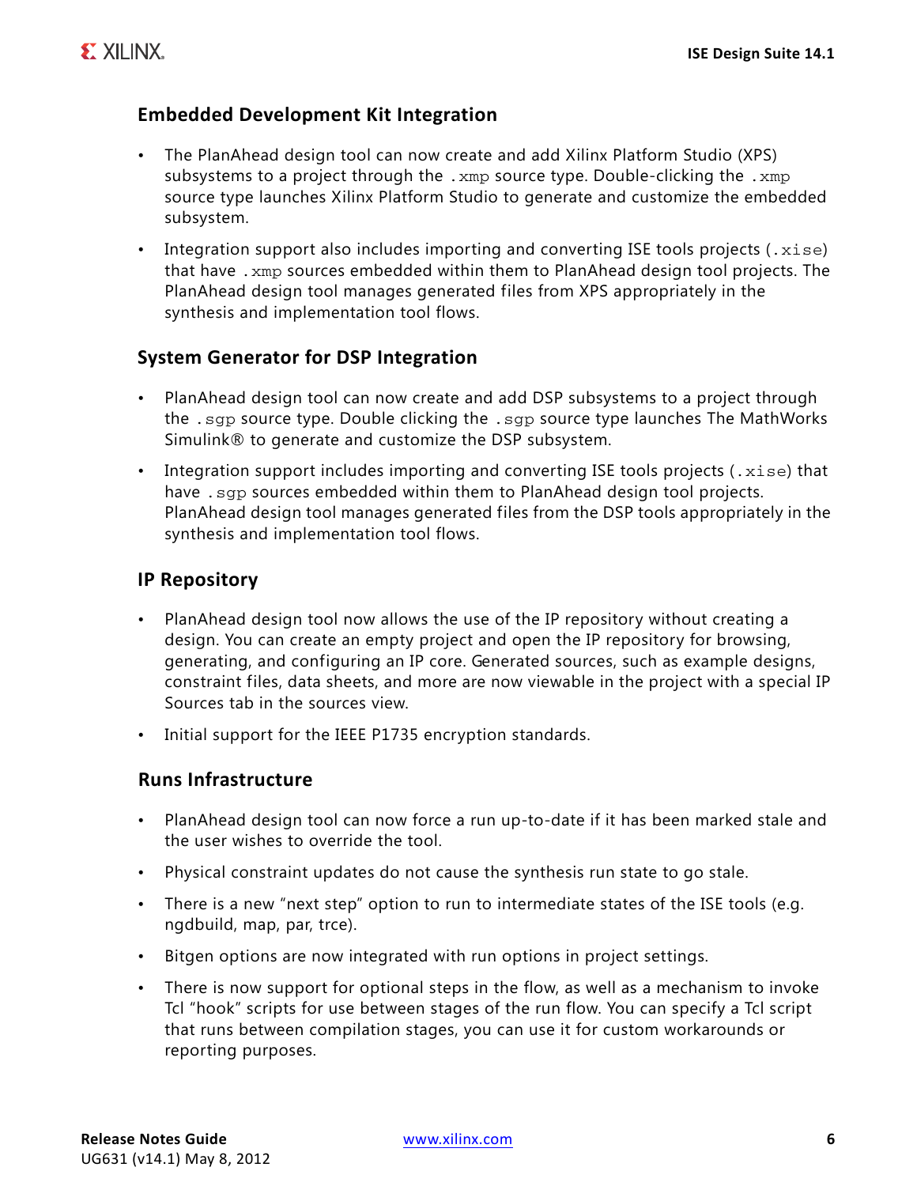### Embedded Development Kit Integration

- The PlanAhead design tool can now create and add Xilinx Platform Studio (XPS) subsystems to a project through the `.xmp` source type. Double-clicking the `.xmp` source type launches Xilinx Platform Studio to generate and customize the embedded subsystem.
- Integration support also includes importing and converting ISE tools projects (`.xise`) that have `.xmp` sources embedded within them to PlanAhead design tool projects. The PlanAhead design tool manages generated files from XPS appropriately in the synthesis and implementation tool flows.

### System Generator for DSP Integration

- PlanAhead design tool can now create and add DSP subsystems to a project through the `.sgp` source type. Double clicking the `.sgp` source type launches The MathWorks Simulink® to generate and customize the DSP subsystem.
- Integration support includes importing and converting ISE tools projects (`.xise`) that have `.sgp` sources embedded within them to PlanAhead design tool projects. PlanAhead design tool manages generated files from the DSP tools appropriately in the synthesis and implementation tool flows.

### IP Repository

- PlanAhead design tool now allows the use of the IP repository without creating a design. You can create an empty project and open the IP repository for browsing, generating, and configuring an IP core. Generated sources, such as example designs, constraint files, data sheets, and more are now viewable in the project with a special IP Sources tab in the sources view.
- Initial support for the IEEE P1735 encryption standards.

### Runs Infrastructure

- PlanAhead design tool can now force a run up-to-date if it has been marked stale and the user wishes to override the tool.
- Physical constraint updates do not cause the synthesis run state to go stale.
- There is a new “next step” option to run to intermediate states of the ISE tools (e.g. ngdbuild, map, par, trce).
- Bitgen options are now integrated with run options in project settings.
- There is now support for optional steps in the flow, as well as a mechanism to invoke Tcl “hook” scripts for use between stages of the run flow. You can specify a Tcl script that runs between compilation stages, you can use it for custom workarounds or reporting purposes.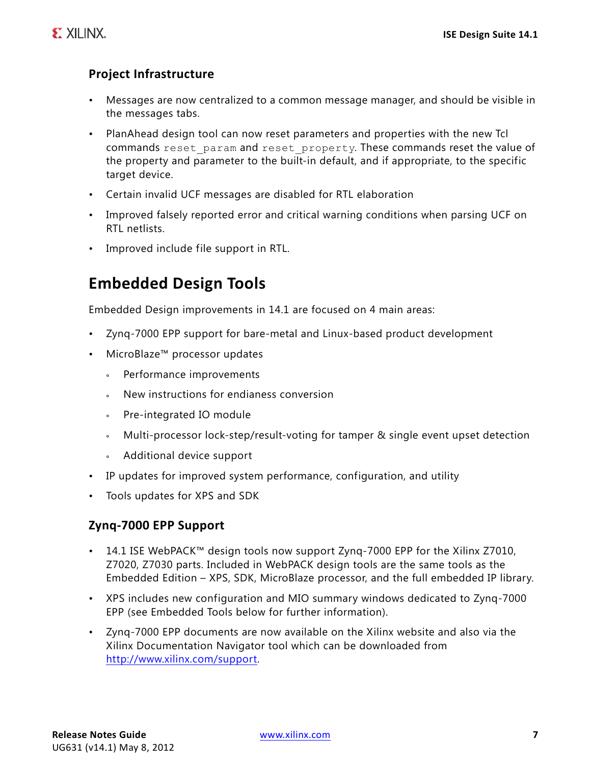### Project Infrastructure

- Messages are now centralized to a common message manager, and should be visible in the messages tabs.
- PlanAhead design tool can now reset parameters and properties with the new Tcl commands `reset_param` and `reset_property`. These commands reset the value of the property and parameter to the built-in default, and if appropriate, to the specific target device.
- Certain invalid UCF messages are disabled for RTL elaboration
- Improved falsely reported error and critical warning conditions when parsing UCF on RTL netlists.
- Improved include file support in RTL.

## Embedded Design Tools

Embedded Design improvements in 14.1 are focused on 4 main areas:

- Zynq-7000 EPP support for bare-metal and Linux-based product development
- MicroBlaze™ processor updates
  - Performance improvements
  - New instructions for endianess conversion
  - Pre-integrated IO module
  - Multi-processor lock-step/result-voting for tamper & single event upset detection
  - Additional device support
- IP updates for improved system performance, configuration, and utility
- Tools updates for XPS and SDK

### Zynq-7000 EPP Support

- 14.1 ISE WebPACK™ design tools now support Zynq-7000 EPP for the Xilinx Z7010, Z7020, Z7030 parts. Included in WebPACK design tools are the same tools as the Embedded Edition – XPS, SDK, MicroBlaze processor, and the full embedded IP library.
- XPS includes new configuration and MIO summary windows dedicated to Zynq-7000 EPP (see Embedded Tools below for further information).
- Zynq-7000 EPP documents are now available on the Xilinx website and also via the Xilinx Documentation Navigator tool which can be downloaded from [http://www.xilinx.com/support](http://www.xilinx.com/support).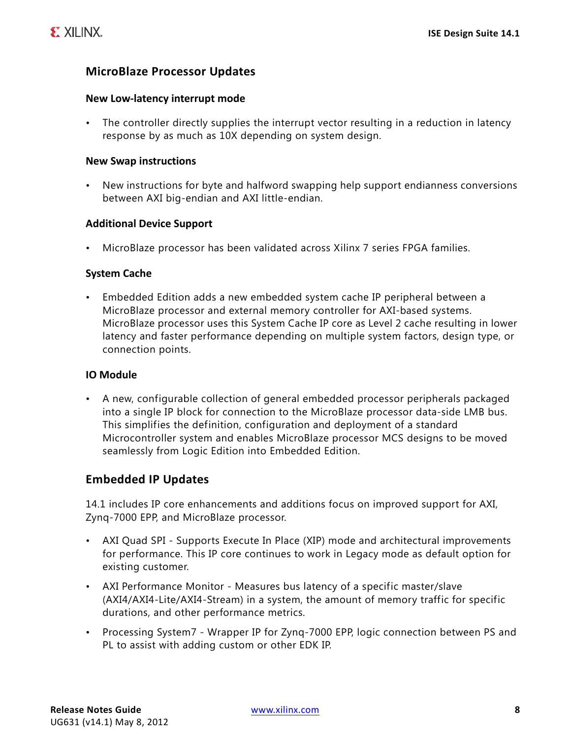## MicroBlaze Processor Updates

### New Low-latency interrupt mode

- The controller directly supplies the interrupt vector resulting in a reduction in latency response by as much as 10X depending on system design.

### New Swap instructions

- New instructions for byte and halfword swapping help support endianness conversions between AXI big-endian and AXI little-endian.

### Additional Device Support

- MicroBlaze processor has been validated across Xilinx 7 series FPGA families.

### System Cache

- Embedded Edition adds a new embedded system cache IP peripheral between a MicroBlaze processor and external memory controller for AXI-based systems. MicroBlaze processor uses this System Cache IP core as Level 2 cache resulting in lower latency and faster performance depending on multiple system factors, design type, or connection points.

### IO Module

- A new, configurable collection of general embedded processor peripherals packaged into a single IP block for connection to the MicroBlaze processor data-side LMB bus. This simplifies the definition, configuration and deployment of a standard Microcontroller system and enables MicroBlaze processor MCS designs to be moved seamlessly from Logic Edition into Embedded Edition.

## Embedded IP Updates

14.1 includes IP core enhancements and additions focus on improved support for AXI, Zynq-7000 EPP, and MicroBlaze processor.

- AXI Quad SPI - Supports Execute In Place (XIP) mode and architectural improvements for performance. This IP core continues to work in Legacy mode as default option for existing customer.
- AXI Performance Monitor - Measures bus latency of a specific master/slave (AXI4/AXI4-Lite/AXI4-Stream) in a system, the amount of memory traffic for specific durations, and other performance metrics.
- Processing System7 - Wrapper IP for Zynq-7000 EPP, logic connection between PS and PL to assist with adding custom or other EDK IP.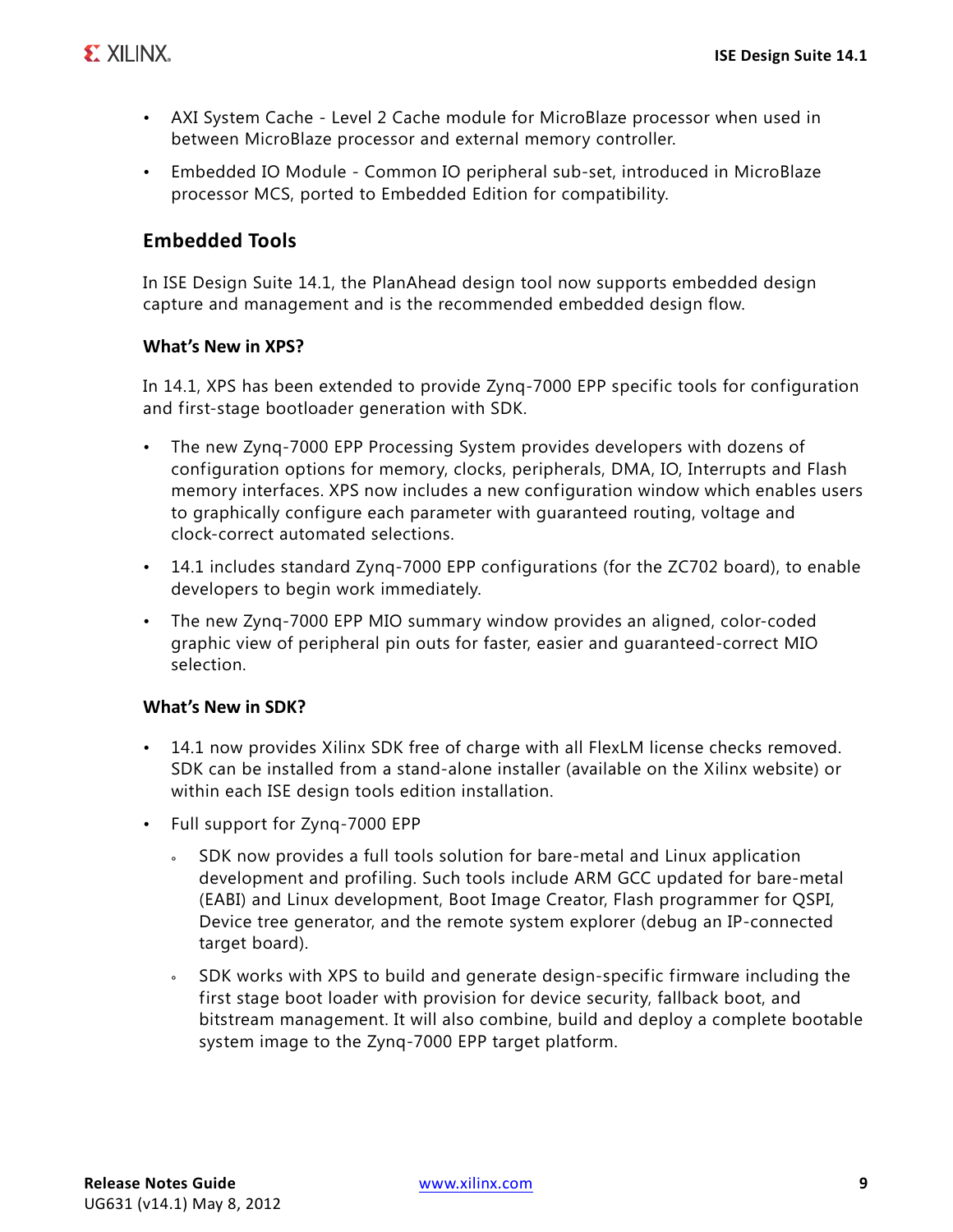- AXI System Cache - Level 2 Cache module for MicroBlaze processor when used in between MicroBlaze processor and external memory controller.
- Embedded IO Module - Common IO peripheral sub-set, introduced in MicroBlaze processor MCS, ported to Embedded Edition for compatibility.

## Embedded Tools

In ISE Design Suite 14.1, the PlanAhead design tool now supports embedded design capture and management and is the recommended embedded design flow.

### What's New in XPS?

In 14.1, XPS has been extended to provide Zynq-7000 EPP specific tools for configuration and first-stage bootloader generation with SDK.

- The new Zynq-7000 EPP Processing System provides developers with dozens of configuration options for memory, clocks, peripherals, DMA, IO, Interrupts and Flash memory interfaces. XPS now includes a new configuration window which enables users to graphically configure each parameter with guaranteed routing, voltage and clock-correct automated selections.
- 14.1 includes standard Zynq-7000 EPP configurations (for the ZC702 board), to enable developers to begin work immediately.
- The new Zynq-7000 EPP MIO summary window provides an aligned, color-coded graphic view of peripheral pin outs for faster, easier and guaranteed-correct MIO selection.

### What's New in SDK?

- 14.1 now provides Xilinx SDK free of charge with all FlexLM license checks removed. SDK can be installed from a stand-alone installer (available on the Xilinx website) or within each ISE design tools edition installation.
- Full support for Zynq-7000 EPP
  - SDK now provides a full tools solution for bare-metal and Linux application development and profiling. Such tools include ARM GCC updated for bare-metal (EABI) and Linux development, Boot Image Creator, Flash programmer for QSPI, Device tree generator, and the remote system explorer (debug an IP-connected target board).
  - SDK works with XPS to build and generate design-specific firmware including the first stage boot loader with provision for device security, fallback boot, and bitstream management. It will also combine, build and deploy a complete bootable system image to the Zynq-7000 EPP target platform.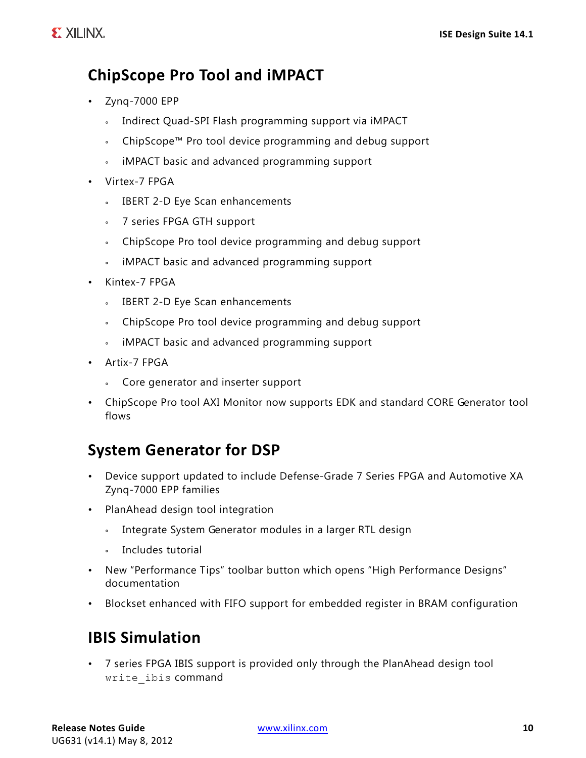## ChipScope Pro Tool and iMPACT

- Zynq-7000 EPP
  - Indirect Quad-SPI Flash programming support via iMPACT
  - ChipScope™ Pro tool device programming and debug support
  - iMPACT basic and advanced programming support
- Virtex-7 FPGA
  - IBERT 2-D Eye Scan enhancements
  - 7 series FPGA GTH support
  - ChipScope Pro tool device programming and debug support
  - iMPACT basic and advanced programming support
- Kintex-7 FPGA
  - IBERT 2-D Eye Scan enhancements
  - ChipScope Pro tool device programming and debug support
  - iMPACT basic and advanced programming support
- Artix-7 FPGA
  - Core generator and inserter support
- ChipScope Pro tool AXI Monitor now supports EDK and standard CORE Generator tool flows

## System Generator for DSP

- Device support updated to include Defense-Grade 7 Series FPGA and Automotive XA Zynq-7000 EPP families
- PlanAhead design tool integration
  - Integrate System Generator modules in a larger RTL design
  - Includes tutorial
- New "Performance Tips" toolbar button which opens "High Performance Designs" documentation
- Blockset enhanced with FIFO support for embedded register in BRAM configuration

## IBIS Simulation

- 7 series FPGA IBIS support is provided only through the PlanAhead design tool `write_ibis` command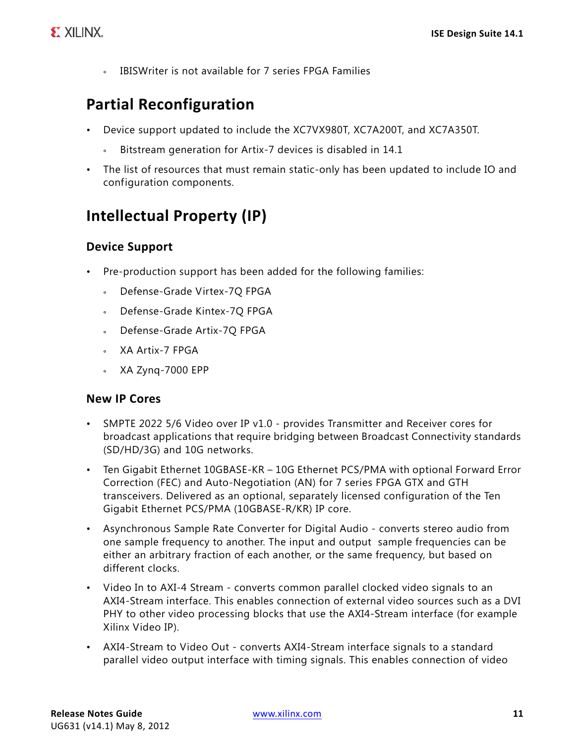- IBISWriter is not available for 7 series FPGA Families

## Partial Reconfiguration

- Device support updated to include the XC7VX980T, XC7A200T, and XC7A350T.
  - Bitstream generation for Artix-7 devices is disabled in 14.1
- The list of resources that must remain static-only has been updated to include IO and configuration components.

## Intellectual Property (IP)

### Device Support

- Pre-production support has been added for the following families:
  - Defense-Grade Virtex-7Q FPGA
  - Defense-Grade Kintex-7Q FPGA
  - Defense-Grade Artix-7Q FPGA
  - XA Artix-7 FPGA
  - XA Zynq-7000 EPP

### New IP Cores

- SMPTE 2022 5/6 Video over IP v1.0 - provides Transmitter and Receiver cores for broadcast applications that require bridging between Broadcast Connectivity standards (SD/HD/3G) and 10G networks.
- Ten Gigabit Ethernet 10GBASE-KR – 10G Ethernet PCS/PMA with optional Forward Error Correction (FEC) and Auto-Negotiation (AN) for 7 series FPGA GTX and GTH transceivers. Delivered as an optional, separately licensed configuration of the Ten Gigabit Ethernet PCS/PMA (10GBASE-R/KR) IP core.
- Asynchronous Sample Rate Converter for Digital Audio - converts stereo audio from one sample frequency to another. The input and output sample frequencies can be either an arbitrary fraction of each another, or the same frequency, but based on different clocks.
- Video In to AXI-4 Stream - converts common parallel clocked video signals to an AXI4-Stream interface. This enables connection of external video sources such as a DVI PHY to other video processing blocks that use the AXI4-Stream interface (for example Xilinx Video IP).
- AXI4-Stream to Video Out - converts AXI4-Stream interface signals to a standard parallel video output interface with timing signals. This enables connection of video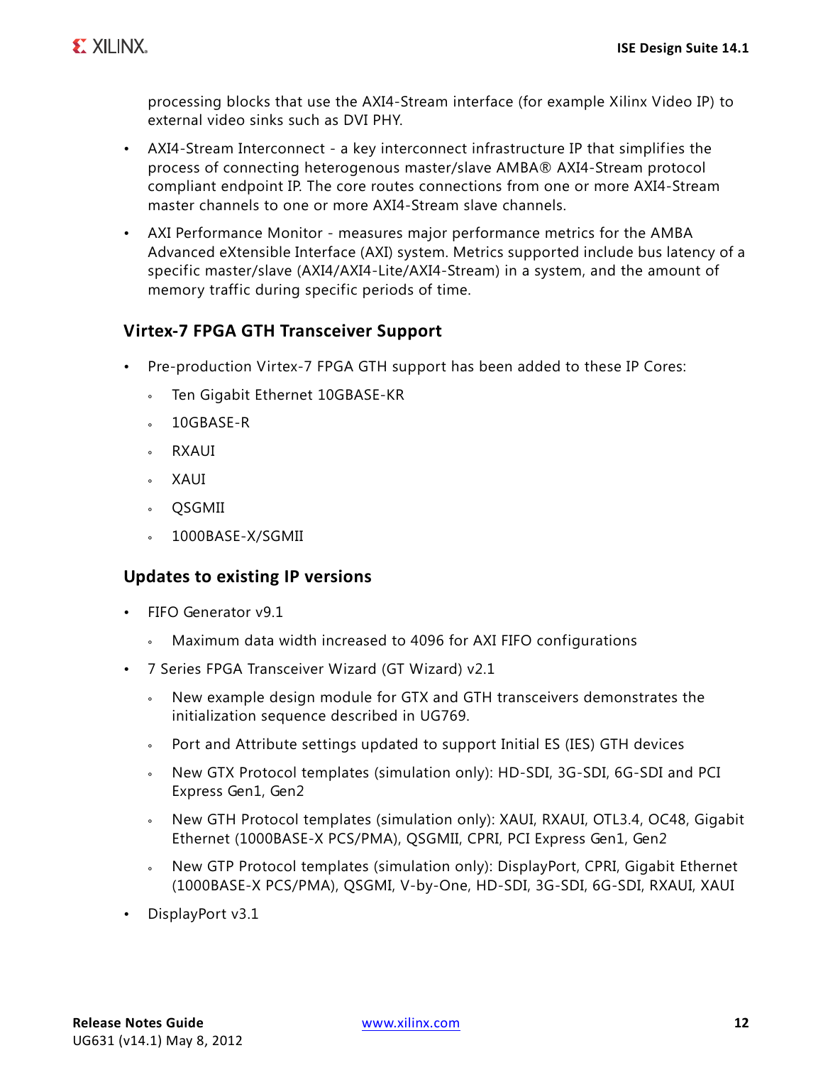processing blocks that use the AXI4-Stream interface (for example Xilinx Video IP) to external video sinks such as DVI PHY.

- AXI4-Stream Interconnect - a key interconnect infrastructure IP that simplifies the process of connecting heterogenous master/slave AMBA® AXI4-Stream protocol compliant endpoint IP. The core routes connections from one or more AXI4-Stream master channels to one or more AXI4-Stream slave channels.
- AXI Performance Monitor - measures major performance metrics for the AMBA Advanced eXtensible Interface (AXI) system. Metrics supported include bus latency of a specific master/slave (AXI4/AXI4-Lite/AXI4-Stream) in a system, and the amount of memory traffic during specific periods of time.

### Virtex-7 FPGA GTH Transceiver Support

- Pre-production Virtex-7 FPGA GTH support has been added to these IP Cores:
  - Ten Gigabit Ethernet 10GBASE-KR
  - 10GBASE-R
  - RXAUI
  - XAUI
  - QSGMII
  - 1000BASE-X/SGMII

### Updates to existing IP versions

- FIFO Generator v9.1
  - Maximum data width increased to 4096 for AXI FIFO configurations
- 7 Series FPGA Transceiver Wizard (GT Wizard) v2.1
  - New example design module for GTX and GTH transceivers demonstrates the initialization sequence described in UG769.
  - Port and Attribute settings updated to support Initial ES (IES) GTH devices
  - New GTX Protocol templates (simulation only): HD-SDI, 3G-SDI, 6G-SDI and PCI Express Gen1, Gen2
  - New GTH Protocol templates (simulation only): XAUI, RXAUI, OTL3.4, OC48, Gigabit Ethernet (1000BASE-X PCS/PMA), QSGMII, CPRI, PCI Express Gen1, Gen2
  - New GTP Protocol templates (simulation only): DisplayPort, CPRI, Gigabit Ethernet (1000BASE-X PCS/PMA), QSGMI, V-by-One, HD-SDI, 3G-SDI, 6G-SDI, RXAUI, XAUI
- DisplayPort v3.1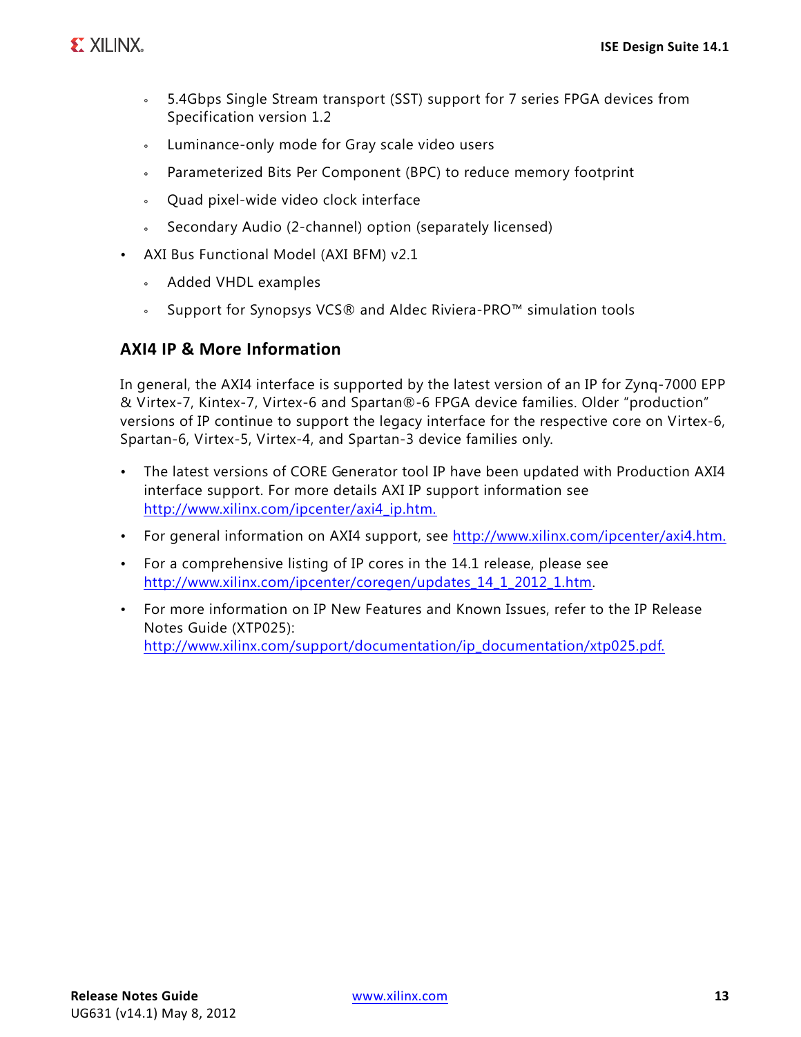- 5.4Gbps Single Stream transport (SST) support for 7 series FPGA devices from Specification version 1.2
    - Luminance-only mode for Gray scale video users
    - Parameterized Bits Per Component (BPC) to reduce memory footprint
    - Quad pixel-wide video clock interface
    - Secondary Audio (2-channel) option (separately licensed)
- AXI Bus Functional Model (AXI BFM) v2.1
    - Added VHDL examples
    - Support for Synopsys VCS® and Aldec Riviera-PRO™ simulation tools

## AXI4 IP & More Information

In general, the AXI4 interface is supported by the latest version of an IP for Zynq-7000 EPP & Virtex-7, Kintex-7, Virtex-6 and Spartan®-6 FPGA device families. Older "production" versions of IP continue to support the legacy interface for the respective core on Virtex-6, Spartan-6, Virtex-5, Virtex-4, and Spartan-3 device families only.

- The latest versions of CORE Generator tool IP have been updated with Production AXI4 interface support. For more details AXI IP support information see http://www.xilinx.com/ipcenter/axi4_ip.htm.
- For general information on AXI4 support, see http://www.xilinx.com/ipcenter/axi4.htm.
- For a comprehensive listing of IP cores in the 14.1 release, please see http://www.xilinx.com/ipcenter/coregen/updates_14_1_2012_1.htm.
- For more information on IP New Features and Known Issues, refer to the IP Release Notes Guide (XTP025): http://www.xilinx.com/support/documentation/ip_documentation/xtp025.pdf.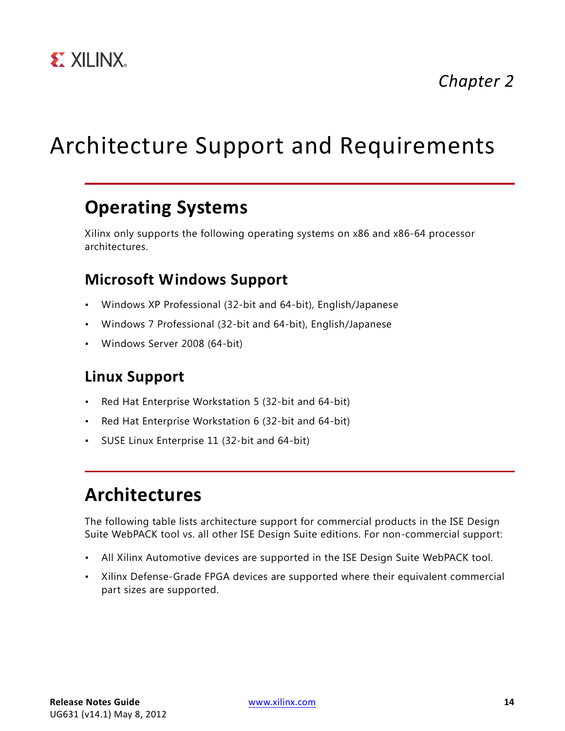*Chapter 2*

# Architecture Support and Requirements

## Operating Systems

Xilinx only supports the following operating systems on x86 and x86-64 processor architectures.

### Microsoft Windows Support

- Windows XP Professional (32-bit and 64-bit), English/Japanese
- Windows 7 Professional (32-bit and 64-bit), English/Japanese
- Windows Server 2008 (64-bit)

### Linux Support

- Red Hat Enterprise Workstation 5 (32-bit and 64-bit)
- Red Hat Enterprise Workstation 6 (32-bit and 64-bit)
- SUSE Linux Enterprise 11 (32-bit and 64-bit)

## Architectures

The following table lists architecture support for commercial products in the ISE Design Suite WebPACK tool vs. all other ISE Design Suite editions. For non-commercial support:

- All Xilinx Automotive devices are supported in the ISE Design Suite WebPACK tool.
- Xilinx Defense-Grade FPGA devices are supported where their equivalent commercial part sizes are supported.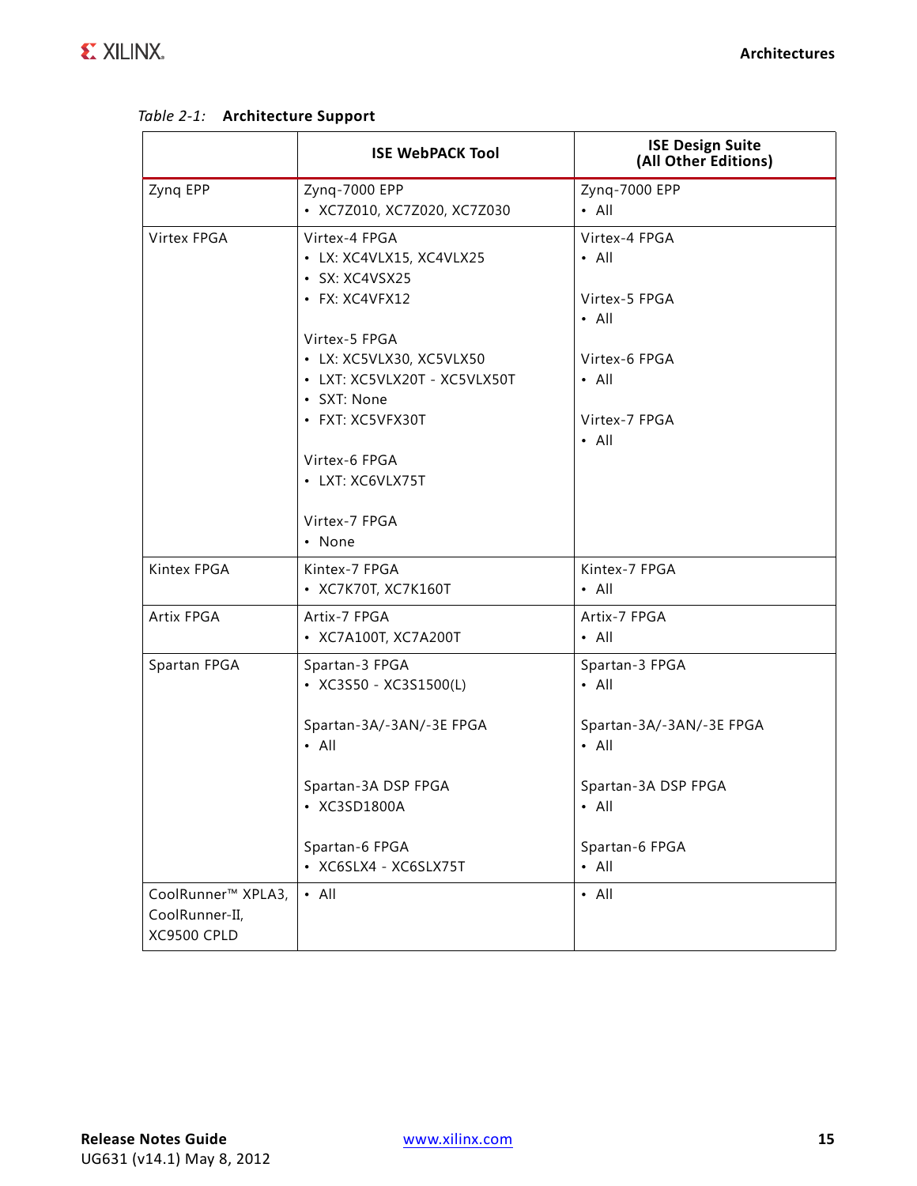*Table 2-1:* **Architecture Support**

| | ISE WebPACK Tool | ISE Design Suite (All Other Editions) |
|---|---|---|
| Zynq EPP | Zynq-7000 EPP<br>• XC7Z010, XC7Z020, XC7Z030 | Zynq-7000 EPP<br>• All |
| Virtex FPGA | Virtex-4 FPGA<br>• LX: XC4VLX15, XC4VLX25<br>• SX: XC4VSX25<br>• FX: XC4VFX12<br><br>Virtex-5 FPGA<br>• LX: XC5VLX30, XC5VLX50<br>• LXT: XC5VLX20T - XC5VLX50T<br>• SXT: None<br>• FXT: XC5VFX30T<br><br>Virtex-6 FPGA<br>• LXT: XC6VLX75T<br><br>Virtex-7 FPGA<br>• None | Virtex-4 FPGA<br>• All<br><br>Virtex-5 FPGA<br>• All<br><br>Virtex-6 FPGA<br>• All<br><br>Virtex-7 FPGA<br>• All |
| Kintex FPGA | Kintex-7 FPGA<br>• XC7K70T, XC7K160T | Kintex-7 FPGA<br>• All |
| Artix FPGA | Artix-7 FPGA<br>• XC7A100T, XC7A200T | Artix-7 FPGA<br>• All |
| Spartan FPGA | Spartan-3 FPGA<br>• XC3S50 - XC3S1500(L)<br><br>Spartan-3A/-3AN/-3E FPGA<br>• All<br><br>Spartan-3A DSP FPGA<br>• XC3SD1800A<br><br>Spartan-6 FPGA<br>• XC6SLX4 - XC6SLX75T | Spartan-3 FPGA<br>• All<br><br>Spartan-3A/-3AN/-3E FPGA<br>• All<br><br>Spartan-3A DSP FPGA<br>• All<br><br>Spartan-6 FPGA<br>• All |
| CoolRunner™ XPLA3, CoolRunner-II, XC9500 CPLD | • All | • All |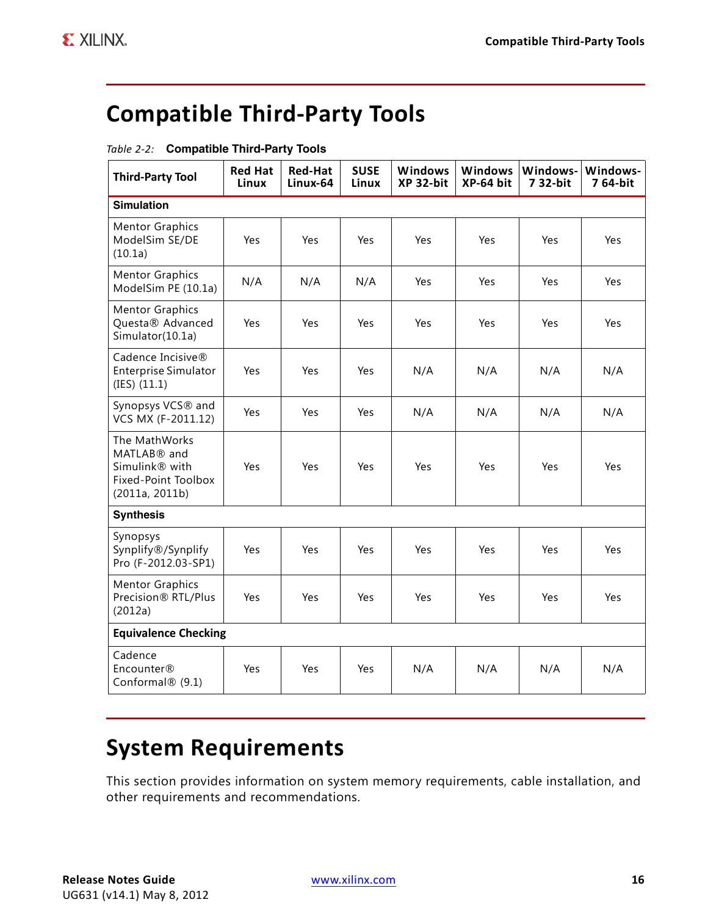## Compatible Third-Party Tools

*Table 2-2:* **Compatible Third-Party Tools**

| Third-Party Tool | Red Hat Linux | Red-Hat Linux-64 | SUSE Linux | Windows XP 32-bit | Windows XP-64 bit | Windows-7 32-bit | Windows-7 64-bit |
|---|---|---|---|---|---|---|---|
| **Simulation** | | | | | | | |
| Mentor Graphics ModelSim SE/DE (10.1a) | Yes | Yes | Yes | Yes | Yes | Yes | Yes |
| Mentor Graphics ModelSim PE (10.1a) | N/A | N/A | N/A | Yes | Yes | Yes | Yes |
| Mentor Graphics Questa® Advanced Simulator(10.1a) | Yes | Yes | Yes | Yes | Yes | Yes | Yes |
| Cadence Incisive® Enterprise Simulator (IES) (11.1) | Yes | Yes | Yes | N/A | N/A | N/A | N/A |
| Synopsys VCS® and VCS MX (F-2011.12) | Yes | Yes | Yes | N/A | N/A | N/A | N/A |
| The MathWorks MATLAB® and Simulink® with Fixed-Point Toolbox (2011a, 2011b) | Yes | Yes | Yes | Yes | Yes | Yes | Yes |
| **Synthesis** | | | | | | | |
| Synopsys Synplify®/Synplify Pro (F-2012.03-SP1) | Yes | Yes | Yes | Yes | Yes | Yes | Yes |
| Mentor Graphics Precision® RTL/Plus (2012a) | Yes | Yes | Yes | Yes | Yes | Yes | Yes |
| **Equivalence Checking** | | | | | | | |
| Cadence Encounter® Conformal® (9.1) | Yes | Yes | Yes | N/A | N/A | N/A | N/A |

## System Requirements

This section provides information on system memory requirements, cable installation, and other requirements and recommendations.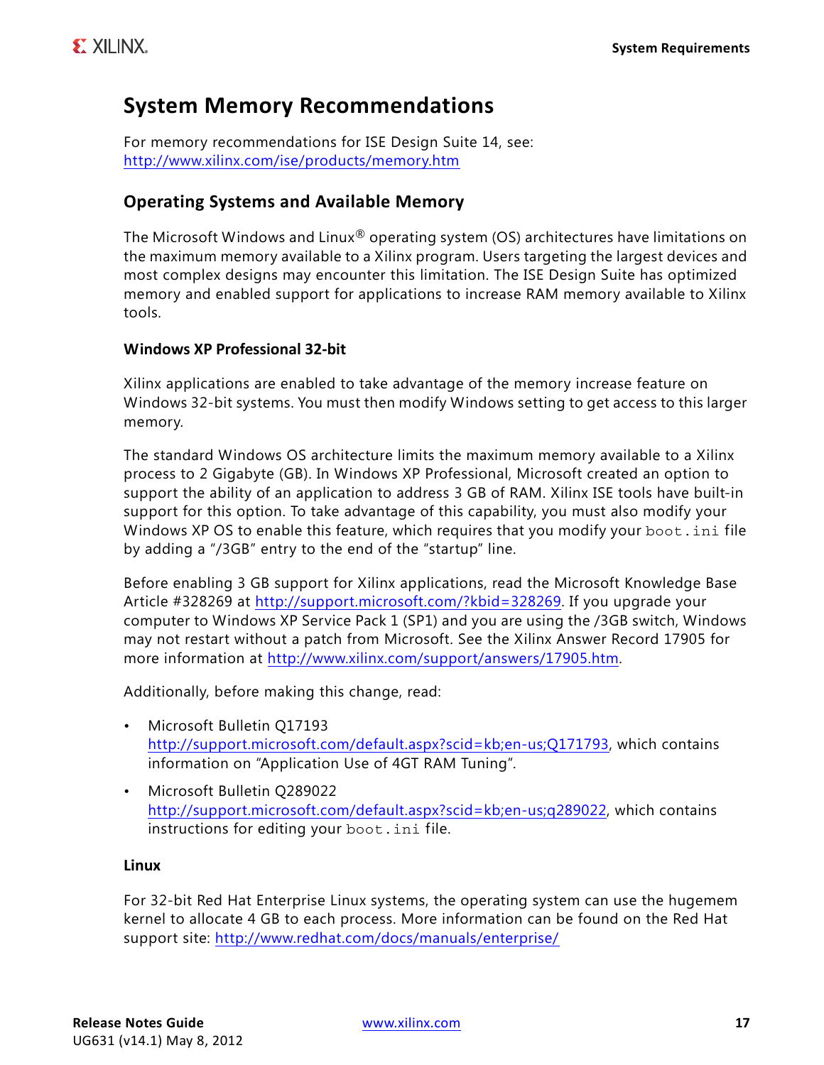## System Memory Recommendations

For memory recommendations for ISE Design Suite 14, see:
http://www.xilinx.com/ise/products/memory.htm

### Operating Systems and Available Memory

The Microsoft Windows and Linux® operating system (OS) architectures have limitations on the maximum memory available to a Xilinx program. Users targeting the largest devices and most complex designs may encounter this limitation. The ISE Design Suite has optimized memory and enabled support for applications to increase RAM memory available to Xilinx tools.

#### Windows XP Professional 32-bit

Xilinx applications are enabled to take advantage of the memory increase feature on Windows 32-bit systems. You must then modify Windows setting to get access to this larger memory.

The standard Windows OS architecture limits the maximum memory available to a Xilinx process to 2 Gigabyte (GB). In Windows XP Professional, Microsoft created an option to support the ability of an application to address 3 GB of RAM. Xilinx ISE tools have built-in support for this option. To take advantage of this capability, you must also modify your Windows XP OS to enable this feature, which requires that you modify your `boot.ini` file by adding a "/3GB" entry to the end of the "startup" line.

Before enabling 3 GB support for Xilinx applications, read the Microsoft Knowledge Base Article #328269 at http://support.microsoft.com/?kbid=328269. If you upgrade your computer to Windows XP Service Pack 1 (SP1) and you are using the /3GB switch, Windows may not restart without a patch from Microsoft. See the Xilinx Answer Record 17905 for more information at http://www.xilinx.com/support/answers/17905.htm.

Additionally, before making this change, read:

- Microsoft Bulletin Q17193
  http://support.microsoft.com/default.aspx?scid=kb;en-us;Q171793, which contains information on "Application Use of 4GT RAM Tuning".
- Microsoft Bulletin Q289022
  http://support.microsoft.com/default.aspx?scid=kb;en-us;q289022, which contains instructions for editing your `boot.ini` file.

#### Linux

For 32-bit Red Hat Enterprise Linux systems, the operating system can use the hugemem kernel to allocate 4 GB to each process. More information can be found on the Red Hat support site: http://www.redhat.com/docs/manuals/enterprise/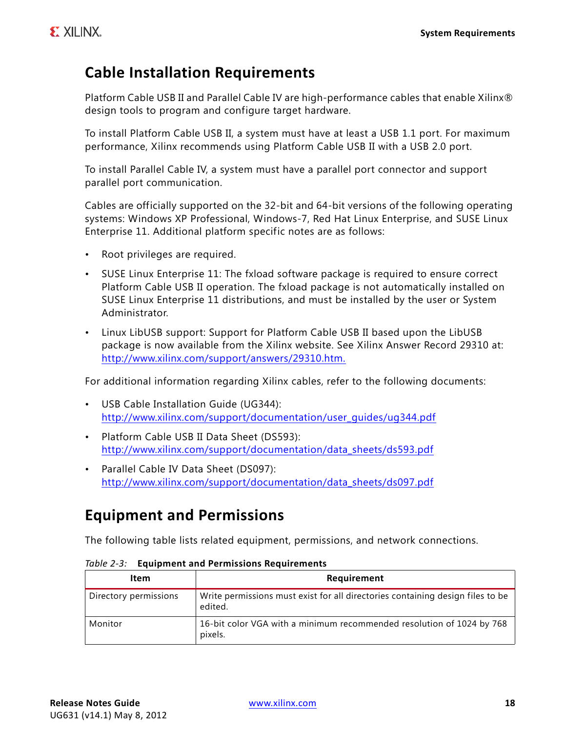## Cable Installation Requirements

Platform Cable USB II and Parallel Cable IV are high-performance cables that enable Xilinx® design tools to program and configure target hardware.

To install Platform Cable USB II, a system must have at least a USB 1.1 port. For maximum performance, Xilinx recommends using Platform Cable USB II with a USB 2.0 port.

To install Parallel Cable IV, a system must have a parallel port connector and support parallel port communication.

Cables are officially supported on the 32-bit and 64-bit versions of the following operating systems: Windows XP Professional, Windows-7, Red Hat Linux Enterprise, and SUSE Linux Enterprise 11. Additional platform specific notes are as follows:

- Root privileges are required.
- SUSE Linux Enterprise 11: The fxload software package is required to ensure correct Platform Cable USB II operation. The fxload package is not automatically installed on SUSE Linux Enterprise 11 distributions, and must be installed by the user or System Administrator.
- Linux LibUSB support: Support for Platform Cable USB II based upon the LibUSB package is now available from the Xilinx website. See Xilinx Answer Record 29310 at: http://www.xilinx.com/support/answers/29310.htm.

For additional information regarding Xilinx cables, refer to the following documents:

- USB Cable Installation Guide (UG344): http://www.xilinx.com/support/documentation/user_guides/ug344.pdf
- Platform Cable USB II Data Sheet (DS593): http://www.xilinx.com/support/documentation/data_sheets/ds593.pdf
- Parallel Cable IV Data Sheet (DS097): http://www.xilinx.com/support/documentation/data_sheets/ds097.pdf

## Equipment and Permissions

The following table lists related equipment, permissions, and network connections.

*Table 2-3:* **Equipment and Permissions Requirements**

| Item | Requirement |
|---|---|
| Directory permissions | Write permissions must exist for all directories containing design files to be edited. |
| Monitor | 16-bit color VGA with a minimum recommended resolution of 1024 by 768 pixels. |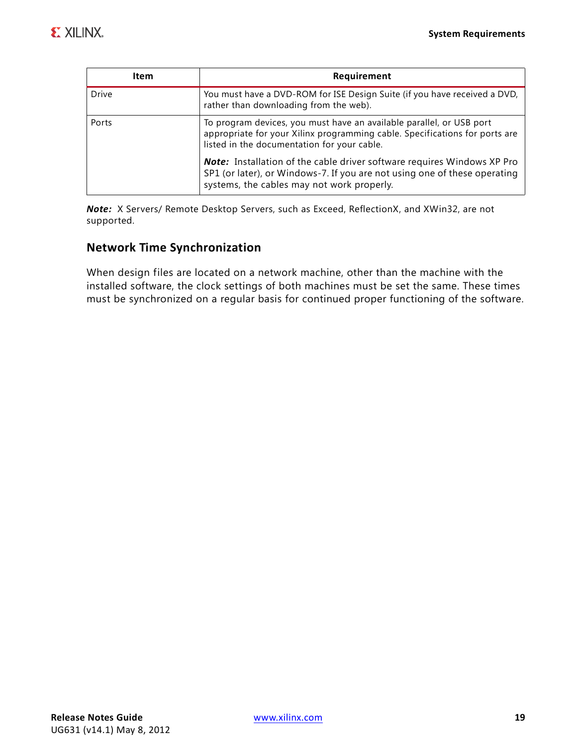| Item | Requirement |
|---|---|
| Drive | You must have a DVD-ROM for ISE Design Suite (if you have received a DVD, rather than downloading from the web). |
| Ports | To program devices, you must have an available parallel, or USB port appropriate for your Xilinx programming cable. Specifications for ports are listed in the documentation for your cable.<br><br>***Note:*** Installation of the cable driver software requires Windows XP Pro SP1 (or later), or Windows-7. If you are not using one of these operating systems, the cables may not work properly. |

***Note:*** X Servers/ Remote Desktop Servers, such as Exceed, ReflectionX, and XWin32, are not supported.

### Network Time Synchronization

When design files are located on a network machine, other than the machine with the installed software, the clock settings of both machines must be set the same. These times must be synchronized on a regular basis for continued proper functioning of the software.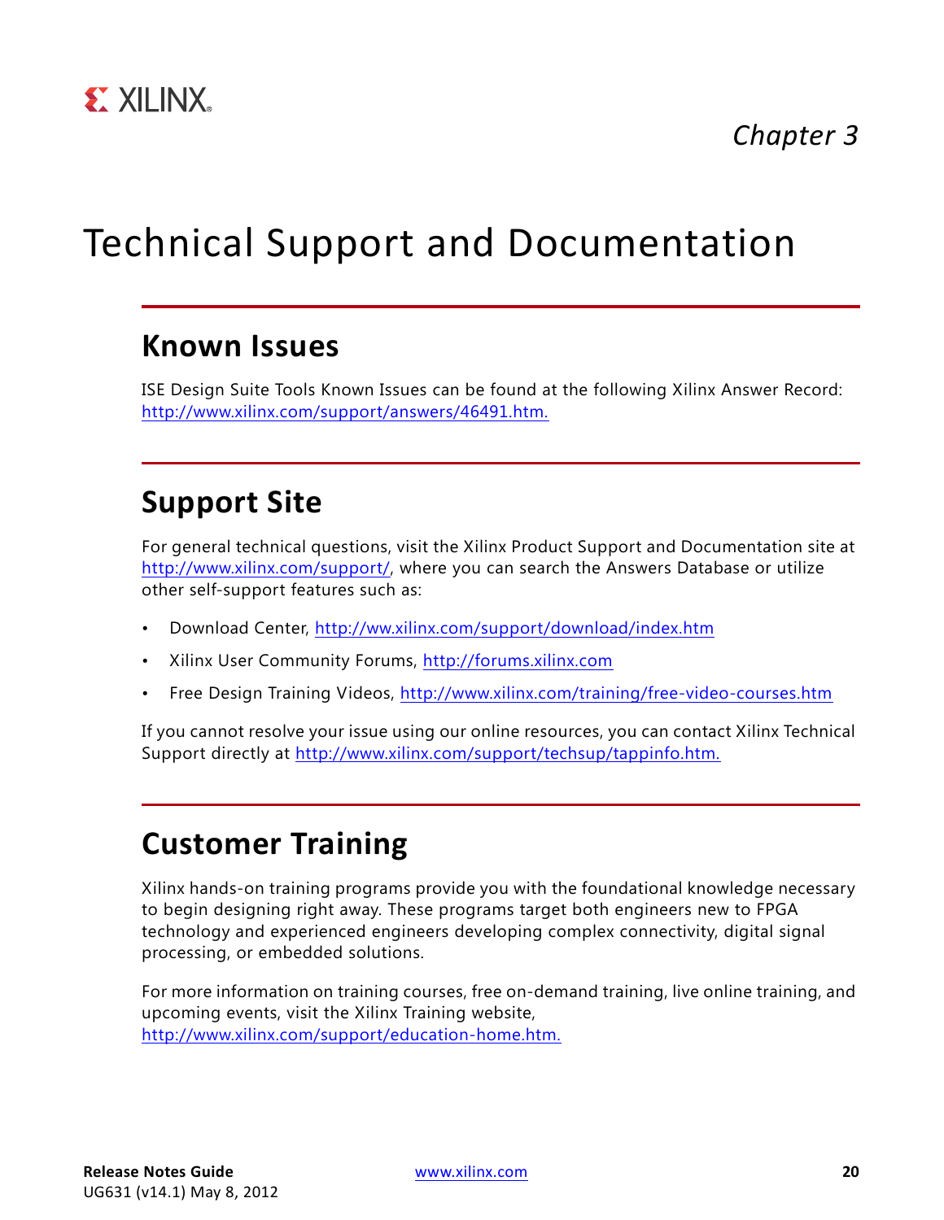*Chapter 3*

# Technical Support and Documentation

## Known Issues

ISE Design Suite Tools Known Issues can be found at the following Xilinx Answer Record: http://www.xilinx.com/support/answers/46491.htm.

## Support Site

For general technical questions, visit the Xilinx Product Support and Documentation site at http://www.xilinx.com/support/, where you can search the Answers Database or utilize other self-support features such as:

- Download Center, http://ww.xilinx.com/support/download/index.htm
- Xilinx User Community Forums, http://forums.xilinx.com
- Free Design Training Videos, http://www.xilinx.com/training/free-video-courses.htm

If you cannot resolve your issue using our online resources, you can contact Xilinx Technical Support directly at http://www.xilinx.com/support/techsup/tappinfo.htm.

## Customer Training

Xilinx hands-on training programs provide you with the foundational knowledge necessary to begin designing right away. These programs target both engineers new to FPGA technology and experienced engineers developing complex connectivity, digital signal processing, or embedded solutions.

For more information on training courses, free on-demand training, live online training, and upcoming events, visit the Xilinx Training website, http://www.xilinx.com/support/education-home.htm.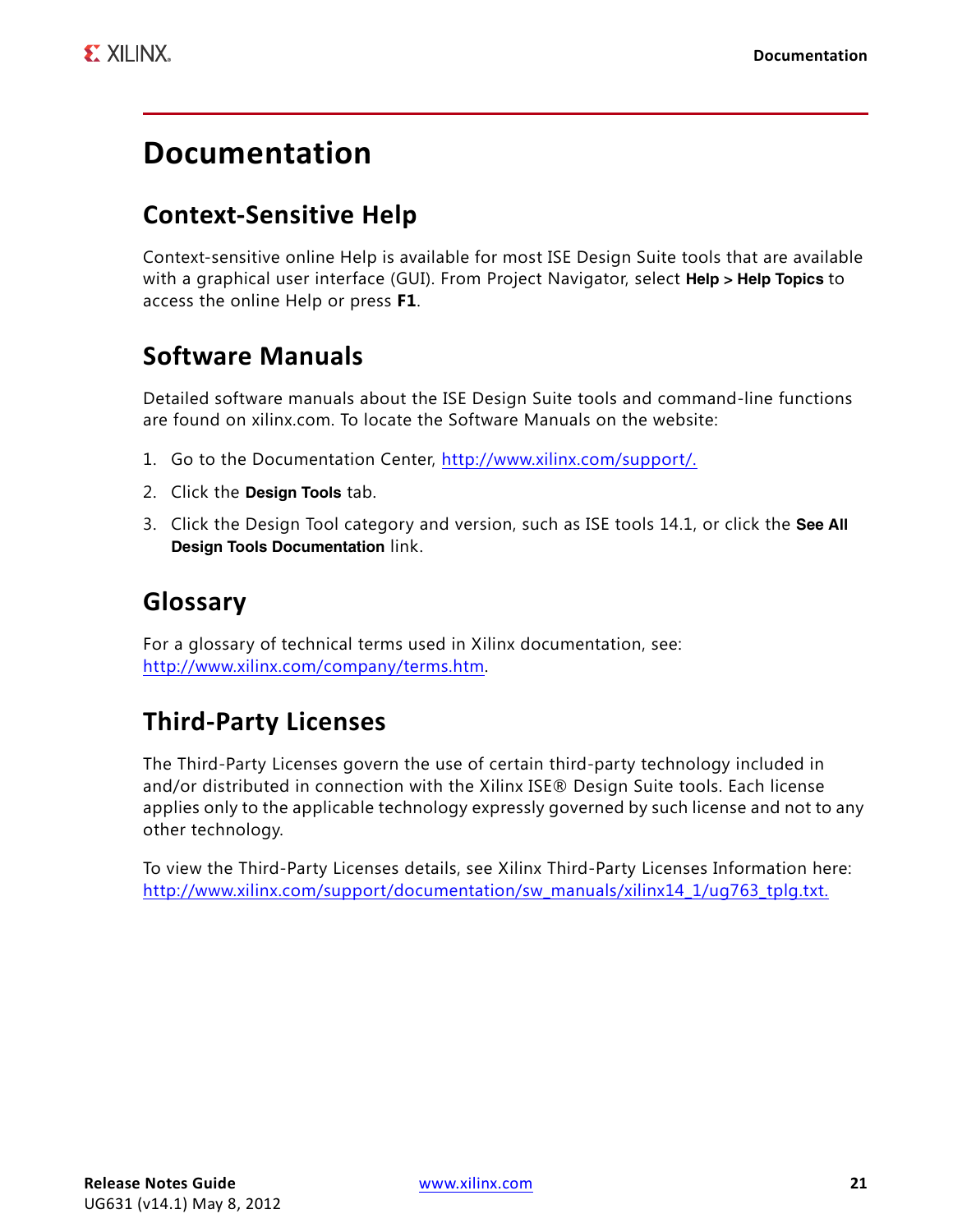# Documentation

## Context-Sensitive Help

Context-sensitive online Help is available for most ISE Design Suite tools that are available with a graphical user interface (GUI). From Project Navigator, select **Help > Help Topics** to access the online Help or press **F1**.

## Software Manuals

Detailed software manuals about the ISE Design Suite tools and command-line functions are found on xilinx.com. To locate the Software Manuals on the website:

1. Go to the Documentation Center, http://www.xilinx.com/support/.
2. Click the **Design Tools** tab.
3. Click the Design Tool category and version, such as ISE tools 14.1, or click the **See All Design Tools Documentation** link.

## Glossary

For a glossary of technical terms used in Xilinx documentation, see: http://www.xilinx.com/company/terms.htm.

## Third-Party Licenses

The Third-Party Licenses govern the use of certain third-party technology included in and/or distributed in connection with the Xilinx ISE® Design Suite tools. Each license applies only to the applicable technology expressly governed by such license and not to any other technology.

To view the Third-Party Licenses details, see Xilinx Third-Party Licenses Information here: http://www.xilinx.com/support/documentation/sw_manuals/xilinx14_1/ug763_tplg.txt.